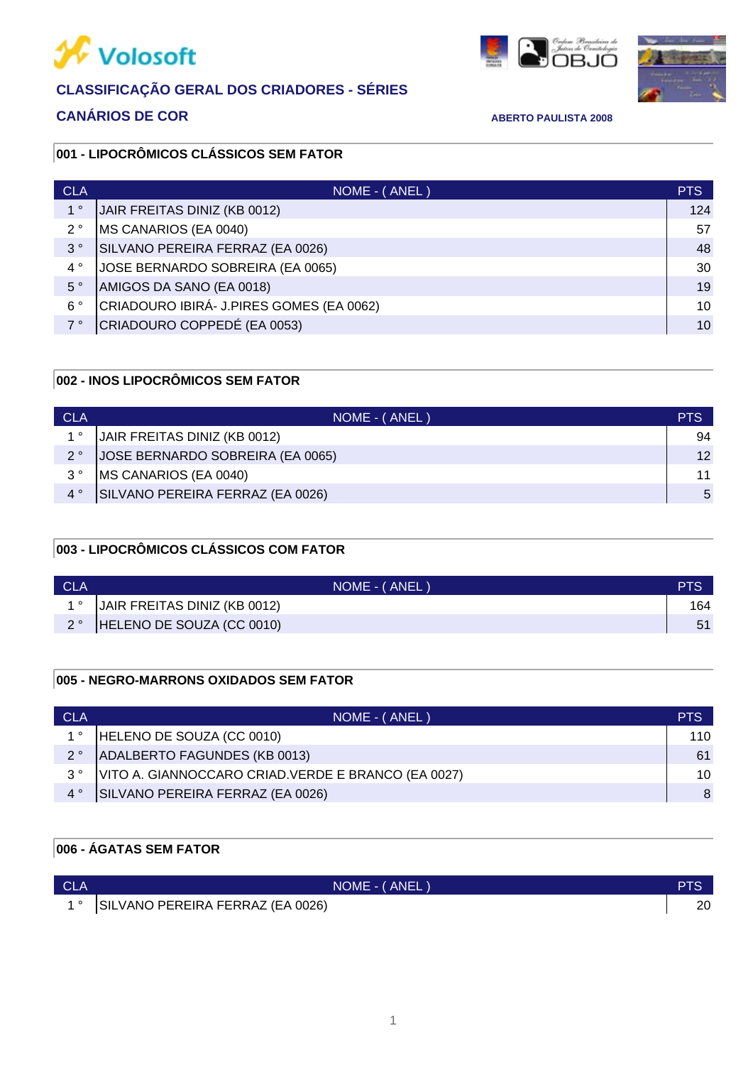Volosoft

## CLASSIFICAÇÃO GERAL DOS CRIADORES - SÉRIES

### CANÁRIOS DE COR

**ABERTO PAULISTA 2008**

### 001 - LIPOCRÔMICOS CLÁSSICOS SEM FATOR

| CLA | NOME - ( ANEL ) | PTS |
|---|---|---|
| 1 ° | JAIR FREITAS DINIZ (KB 0012) | 124 |
| 2 ° | MS CANARIOS (EA 0040) | 57 |
| 3 ° | SILVANO PEREIRA FERRAZ (EA 0026) | 48 |
| 4 ° | JOSE BERNARDO SOBREIRA (EA 0065) | 30 |
| 5 ° | AMIGOS DA SANO (EA 0018) | 19 |
| 6 ° | CRIADOURO IBIRÁ- J.PIRES GOMES (EA 0062) | 10 |
| 7 ° | CRIADOURO COPPEDÉ (EA 0053) | 10 |

### 002 - INOS LIPOCRÔMICOS SEM FATOR

| CLA | NOME - ( ANEL ) | PTS |
|---|---|---|
| 1 ° | JAIR FREITAS DINIZ (KB 0012) | 94 |
| 2 ° | JOSE BERNARDO SOBREIRA (EA 0065) | 12 |
| 3 ° | MS CANARIOS (EA 0040) | 11 |
| 4 ° | SILVANO PEREIRA FERRAZ (EA 0026) | 5 |

### 003 - LIPOCRÔMICOS CLÁSSICOS COM FATOR

| CLA | NOME - ( ANEL ) | PTS |
|---|---|---|
| 1 ° | JAIR FREITAS DINIZ (KB 0012) | 164 |
| 2 ° | HELENO DE SOUZA (CC 0010) | 51 |

### 005 - NEGRO-MARRONS OXIDADOS SEM FATOR

| CLA | NOME - ( ANEL ) | PTS |
|---|---|---|
| 1 ° | HELENO DE SOUZA (CC 0010) | 110 |
| 2 ° | ADALBERTO FAGUNDES (KB 0013) | 61 |
| 3 ° | VITO A. GIANNOCCARO CRIAD.VERDE E BRANCO (EA 0027) | 10 |
| 4 ° | SILVANO PEREIRA FERRAZ (EA 0026) | 8 |

### 006 - ÁGATAS SEM FATOR

| CLA | NOME - ( ANEL ) | PTS |
|---|---|---|
| 1 ° | SILVANO PEREIRA FERRAZ (EA 0026) | 20 |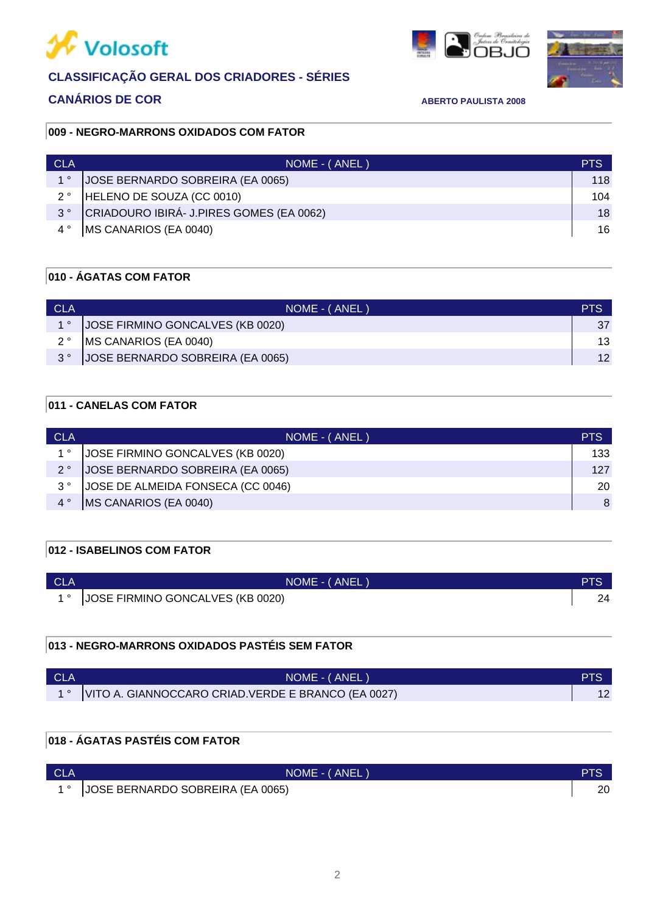## CLASSIFICAÇÃO GERAL DOS CRIADORES - SÉRIES

### CANÁRIOS DE COR

**ABERTO PAULISTA 2008**

### 009 - NEGRO-MARRONS OXIDADOS COM FATOR

| CLA | NOME - ( ANEL ) | PTS |
|---|---|---|
| 1 ° | JOSE BERNARDO SOBREIRA (EA 0065) | 118 |
| 2 ° | HELENO DE SOUZA (CC 0010) | 104 |
| 3 ° | CRIADOURO IBIRÁ- J.PIRES GOMES (EA 0062) | 18 |
| 4 ° | MS CANARIOS (EA 0040) | 16 |

### 010 - ÁGATAS COM FATOR

| CLA | NOME - ( ANEL ) | PTS |
|---|---|---|
| 1 ° | JOSE FIRMINO GONCALVES (KB 0020) | 37 |
| 2 ° | MS CANARIOS (EA 0040) | 13 |
| 3 ° | JOSE BERNARDO SOBREIRA (EA 0065) | 12 |

### 011 - CANELAS COM FATOR

| CLA | NOME - ( ANEL ) | PTS |
|---|---|---|
| 1 ° | JOSE FIRMINO GONCALVES (KB 0020) | 133 |
| 2 ° | JOSE BERNARDO SOBREIRA (EA 0065) | 127 |
| 3 ° | JOSE DE ALMEIDA FONSECA (CC 0046) | 20 |
| 4 ° | MS CANARIOS (EA 0040) | 8 |

### 012 - ISABELINOS COM FATOR

| CLA | NOME - ( ANEL ) | PTS |
|---|---|---|
| 1 ° | JOSE FIRMINO GONCALVES (KB 0020) | 24 |

### 013 - NEGRO-MARRONS OXIDADOS PASTÉIS SEM FATOR

| CLA | NOME - ( ANEL ) | PTS |
|---|---|---|
| 1 ° | VITO A. GIANNOCCARO CRIAD.VERDE E BRANCO (EA 0027) | 12 |

### 018 - ÁGATAS PASTÉIS COM FATOR

| CLA | NOME - ( ANEL ) | PTS |
|---|---|---|
| 1 ° | JOSE BERNARDO SOBREIRA (EA 0065) | 20 |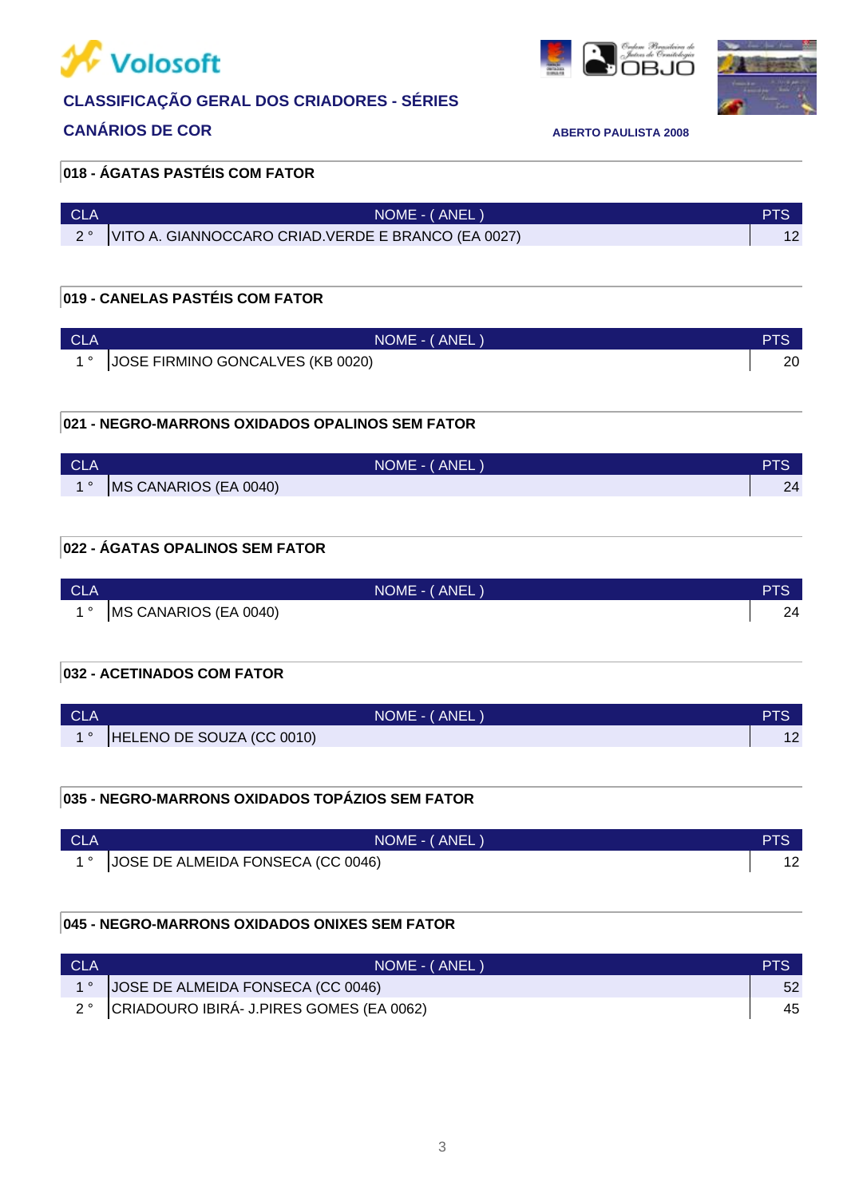# Volosoft

## CLASSIFICAÇÃO GERAL DOS CRIADORES - SÉRIES

## CANÁRIOS DE COR

**ABERTO PAULISTA 2008**

### 018 - ÁGATAS PASTÉIS COM FATOR

| CLA | NOME - ( ANEL ) | PTS |
|---|---|---|
| 2 ° | VITO A. GIANNOCCARO CRIAD.VERDE E BRANCO (EA 0027) | 12 |

### 019 - CANELAS PASTÉIS COM FATOR

| CLA | NOME - ( ANEL ) | PTS |
|---|---|---|
| 1 ° | JOSE FIRMINO GONCALVES (KB 0020) | 20 |

### 021 - NEGRO-MARRONS OXIDADOS OPALINOS SEM FATOR

| CLA | NOME - ( ANEL ) | PTS |
|---|---|---|
| 1 ° | MS CANARIOS (EA 0040) | 24 |

### 022 - ÁGATAS OPALINOS SEM FATOR

| CLA | NOME - ( ANEL ) | PTS |
|---|---|---|
| 1 ° | MS CANARIOS (EA 0040) | 24 |

### 032 - ACETINADOS COM FATOR

| CLA | NOME - ( ANEL ) | PTS |
|---|---|---|
| 1 ° | HELENO DE SOUZA (CC 0010) | 12 |

### 035 - NEGRO-MARRONS OXIDADOS TOPÁZIOS SEM FATOR

| CLA | NOME - ( ANEL ) | PTS |
|---|---|---|
| 1 ° | JOSE DE ALMEIDA FONSECA (CC 0046) | 12 |

### 045 - NEGRO-MARRONS OXIDADOS ONIXES SEM FATOR

| CLA | NOME - ( ANEL ) | PTS |
|---|---|---|
| 1 ° | JOSE DE ALMEIDA FONSECA (CC 0046) | 52 |
| 2 ° | CRIADOURO IBIRÁ- J.PIRES GOMES (EA 0062) | 45 |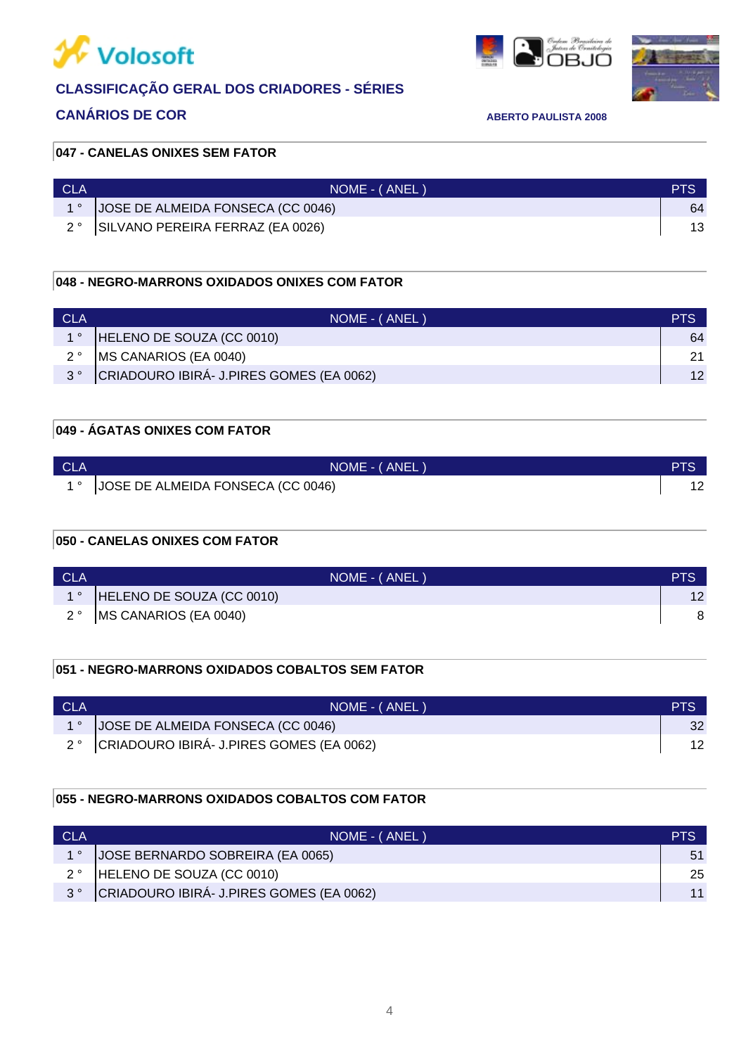Volosoft

## CLASSIFICAÇÃO GERAL DOS CRIADORES - SÉRIES

### CANÁRIOS DE COR

**ABERTO PAULISTA 2008**

### 047 - CANELAS ONIXES SEM FATOR

| CLA | NOME - ( ANEL ) | PTS |
|---|---|---|
| 1 ° | JOSE DE ALMEIDA FONSECA (CC 0046) | 64 |
| 2 ° | SILVANO PEREIRA FERRAZ (EA 0026) | 13 |

### 048 - NEGRO-MARRONS OXIDADOS ONIXES COM FATOR

| CLA | NOME - ( ANEL ) | PTS |
|---|---|---|
| 1 ° | HELENO DE SOUZA (CC 0010) | 64 |
| 2 ° | MS CANARIOS (EA 0040) | 21 |
| 3 ° | CRIADOURO IBIRÁ- J.PIRES GOMES (EA 0062) | 12 |

### 049 - ÁGATAS ONIXES COM FATOR

| CLA | NOME - ( ANEL ) | PTS |
|---|---|---|
| 1 ° | JOSE DE ALMEIDA FONSECA (CC 0046) | 12 |

### 050 - CANELAS ONIXES COM FATOR

| CLA | NOME - ( ANEL ) | PTS |
|---|---|---|
| 1 ° | HELENO DE SOUZA (CC 0010) | 12 |
| 2 ° | MS CANARIOS (EA 0040) | 8 |

### 051 - NEGRO-MARRONS OXIDADOS COBALTOS SEM FATOR

| CLA | NOME - ( ANEL ) | PTS |
|---|---|---|
| 1 ° | JOSE DE ALMEIDA FONSECA (CC 0046) | 32 |
| 2 ° | CRIADOURO IBIRÁ- J.PIRES GOMES (EA 0062) | 12 |

### 055 - NEGRO-MARRONS OXIDADOS COBALTOS COM FATOR

| CLA | NOME - ( ANEL ) | PTS |
|---|---|---|
| 1 ° | JOSE BERNARDO SOBREIRA (EA 0065) | 51 |
| 2 ° | HELENO DE SOUZA (CC 0010) | 25 |
| 3 ° | CRIADOURO IBIRÁ- J.PIRES GOMES (EA 0062) | 11 |